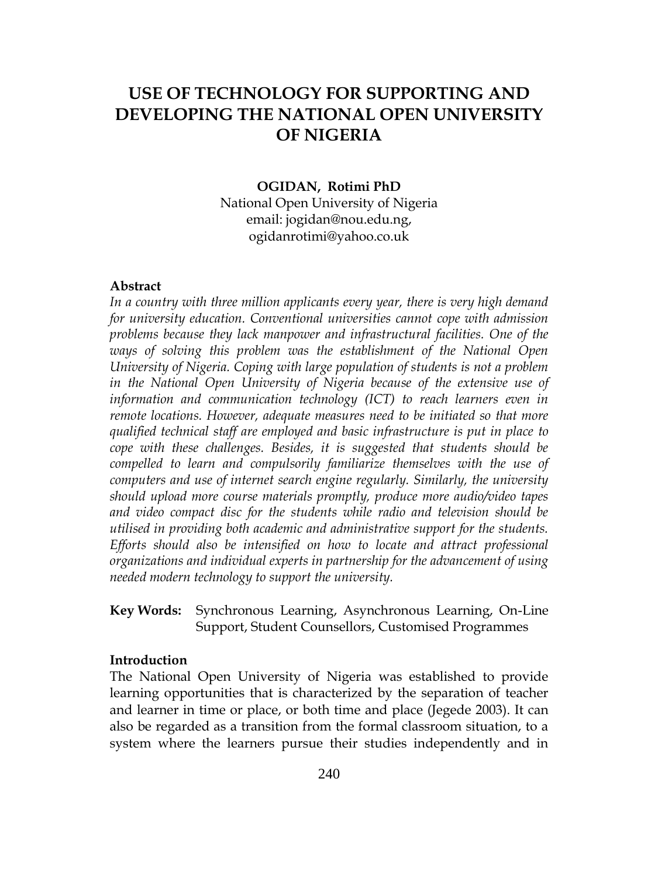# USE OF TECHNOLOGY FOR SUPPORTING AND DEVELOPING THE NATIONAL OPEN UNIVERSITY OF NIGERIA

**OGIDAN, Rotimi PhD**
National Open University of Nigeria
email: jogidan@nou.edu.ng,
ogidanrotimi@yahoo.co.uk

**Abstract**

*In a country with three million applicants every year, there is very high demand for university education. Conventional universities cannot cope with admission problems because they lack manpower and infrastructural facilities. One of the ways of solving this problem was the establishment of the National Open University of Nigeria. Coping with large population of students is not a problem in the National Open University of Nigeria because of the extensive use of information and communication technology (ICT) to reach learners even in remote locations. However, adequate measures need to be initiated so that more qualified technical staff are employed and basic infrastructure is put in place to cope with these challenges. Besides, it is suggested that students should be compelled to learn and compulsorily familiarize themselves with the use of computers and use of internet search engine regularly. Similarly, the university should upload more course materials promptly, produce more audio/video tapes and video compact disc for the students while radio and television should be utilised in providing both academic and administrative support for the students. Efforts should also be intensified on how to locate and attract professional organizations and individual experts in partnership for the advancement of using needed modern technology to support the university.*

**Key Words:** Synchronous Learning, Asynchronous Learning, On-Line Support, Student Counsellors, Customised Programmes

**Introduction**

The National Open University of Nigeria was established to provide learning opportunities that is characterized by the separation of teacher and learner in time or place, or both time and place (Jegede 2003). It can also be regarded as a transition from the formal classroom situation, to a system where the learners pursue their studies independently and in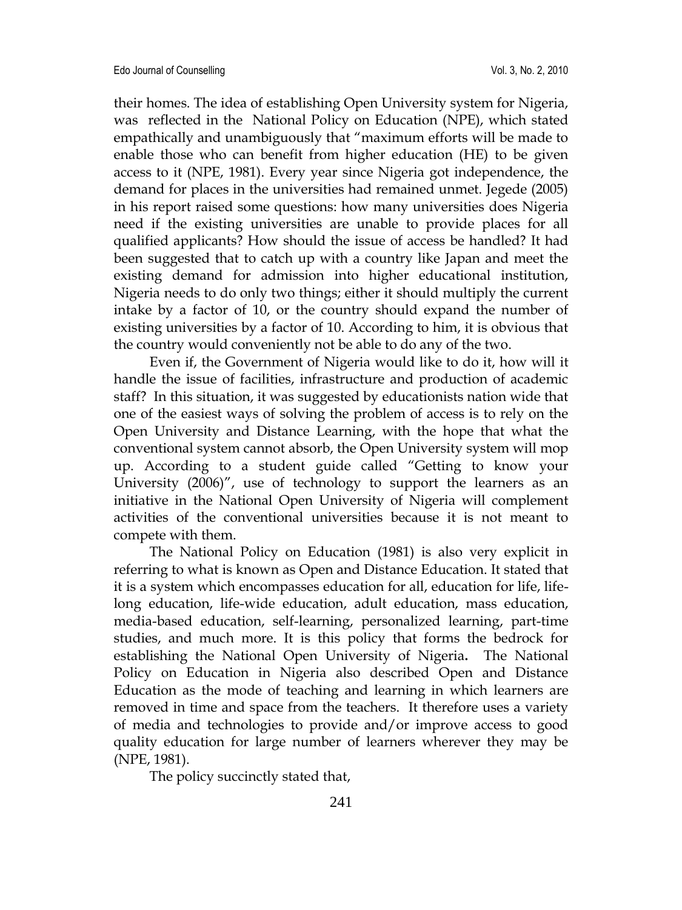their homes. The idea of establishing Open University system for Nigeria, was reflected in the National Policy on Education (NPE), which stated empathically and unambiguously that "maximum efforts will be made to enable those who can benefit from higher education (HE) to be given access to it (NPE, 1981). Every year since Nigeria got independence, the demand for places in the universities had remained unmet. Jegede (2005) in his report raised some questions: how many universities does Nigeria need if the existing universities are unable to provide places for all qualified applicants? How should the issue of access be handled? It had been suggested that to catch up with a country like Japan and meet the existing demand for admission into higher educational institution, Nigeria needs to do only two things; either it should multiply the current intake by a factor of 10, or the country should expand the number of existing universities by a factor of 10. According to him, it is obvious that the country would conveniently not be able to do any of the two.

Even if, the Government of Nigeria would like to do it, how will it handle the issue of facilities, infrastructure and production of academic staff? In this situation, it was suggested by educationists nation wide that one of the easiest ways of solving the problem of access is to rely on the Open University and Distance Learning, with the hope that what the conventional system cannot absorb, the Open University system will mop up. According to a student guide called "Getting to know your University (2006)", use of technology to support the learners as an initiative in the National Open University of Nigeria will complement activities of the conventional universities because it is not meant to compete with them.

The National Policy on Education (1981) is also very explicit in referring to what is known as Open and Distance Education. It stated that it is a system which encompasses education for all, education for life, life-long education, life-wide education, adult education, mass education, media-based education, self-learning, personalized learning, part-time studies, and much more. It is this policy that forms the bedrock for establishing the National Open University of Nigeria**.** The National Policy on Education in Nigeria also described Open and Distance Education as the mode of teaching and learning in which learners are removed in time and space from the teachers. It therefore uses a variety of media and technologies to provide and/or improve access to good quality education for large number of learners wherever they may be (NPE, 1981).

The policy succinctly stated that,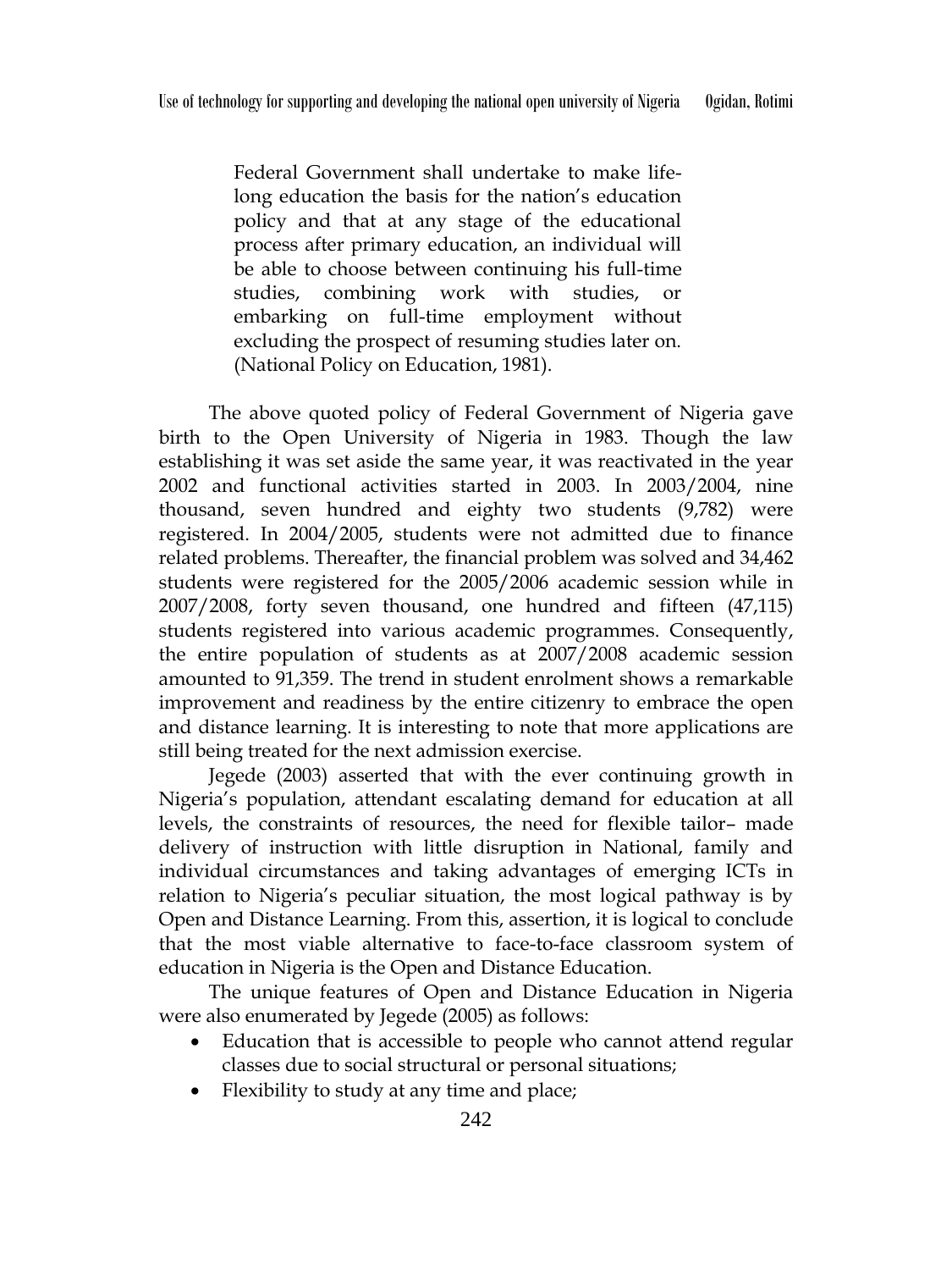> Federal Government shall undertake to make life-long education the basis for the nation's education policy and that at any stage of the educational process after primary education, an individual will be able to choose between continuing his full-time studies, combining work with studies, or embarking on full-time employment without excluding the prospect of resuming studies later on. (National Policy on Education, 1981).

The above quoted policy of Federal Government of Nigeria gave birth to the Open University of Nigeria in 1983. Though the law establishing it was set aside the same year, it was reactivated in the year 2002 and functional activities started in 2003. In 2003/2004, nine thousand, seven hundred and eighty two students (9,782) were registered. In 2004/2005, students were not admitted due to finance related problems. Thereafter, the financial problem was solved and 34,462 students were registered for the 2005/2006 academic session while in 2007/2008, forty seven thousand, one hundred and fifteen (47,115) students registered into various academic programmes. Consequently, the entire population of students as at 2007/2008 academic session amounted to 91,359. The trend in student enrolment shows a remarkable improvement and readiness by the entire citizenry to embrace the open and distance learning. It is interesting to note that more applications are still being treated for the next admission exercise.

Jegede (2003) asserted that with the ever continuing growth in Nigeria's population, attendant escalating demand for education at all levels, the constraints of resources, the need for flexible tailor– made delivery of instruction with little disruption in National, family and individual circumstances and taking advantages of emerging ICTs in relation to Nigeria's peculiar situation, the most logical pathway is by Open and Distance Learning. From this, assertion, it is logical to conclude that the most viable alternative to face-to-face classroom system of education in Nigeria is the Open and Distance Education.

The unique features of Open and Distance Education in Nigeria were also enumerated by Jegede (2005) as follows:

- Education that is accessible to people who cannot attend regular classes due to social structural or personal situations;
- Flexibility to study at any time and place;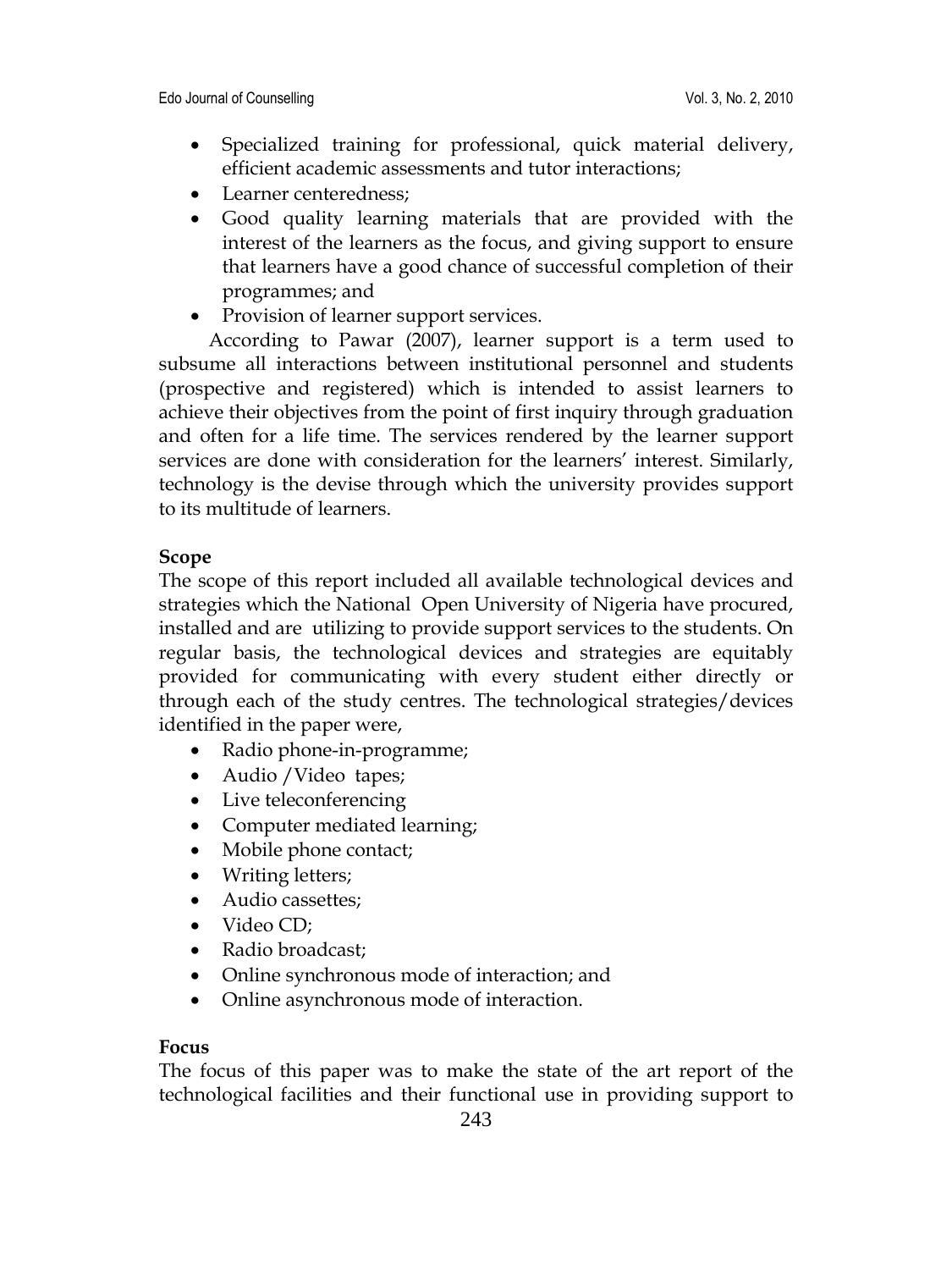- Specialized training for professional, quick material delivery, efficient academic assessments and tutor interactions;
- Learner centeredness;
- Good quality learning materials that are provided with the interest of the learners as the focus, and giving support to ensure that learners have a good chance of successful completion of their programmes; and
- Provision of learner support services.

According to Pawar (2007), learner support is a term used to subsume all interactions between institutional personnel and students (prospective and registered) which is intended to assist learners to achieve their objectives from the point of first inquiry through graduation and often for a life time. The services rendered by the learner support services are done with consideration for the learners' interest. Similarly, technology is the devise through which the university provides support to its multitude of learners.

**Scope**

The scope of this report included all available technological devices and strategies which the National Open University of Nigeria have procured, installed and are utilizing to provide support services to the students. On regular basis, the technological devices and strategies are equitably provided for communicating with every student either directly or through each of the study centres. The technological strategies/devices identified in the paper were,

- Radio phone-in-programme;
- Audio /Video tapes;
- Live teleconferencing
- Computer mediated learning;
- Mobile phone contact;
- Writing letters;
- Audio cassettes;
- Video CD;
- Radio broadcast;
- Online synchronous mode of interaction; and
- Online asynchronous mode of interaction.

**Focus**

The focus of this paper was to make the state of the art report of the technological facilities and their functional use in providing support to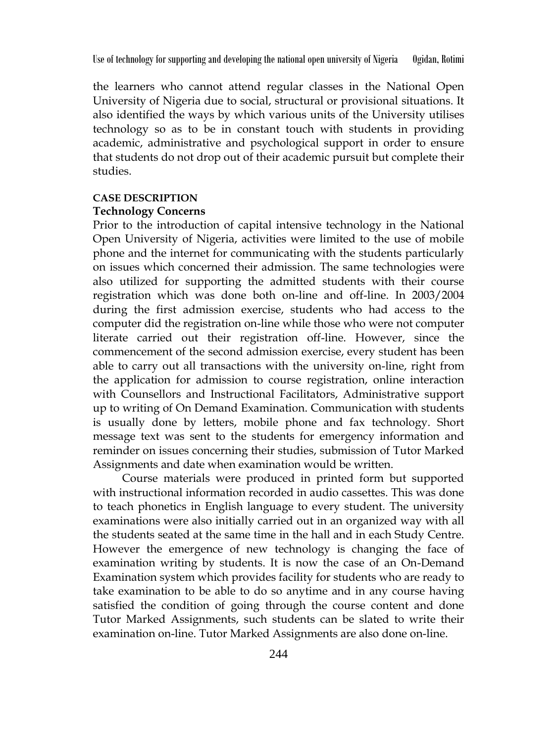the learners who cannot attend regular classes in the National Open University of Nigeria due to social, structural or provisional situations. It also identified the ways by which various units of the University utilises technology so as to be in constant touch with students in providing academic, administrative and psychological support in order to ensure that students do not drop out of their academic pursuit but complete their studies.

## CASE DESCRIPTION

### Technology Concerns

Prior to the introduction of capital intensive technology in the National Open University of Nigeria, activities were limited to the use of mobile phone and the internet for communicating with the students particularly on issues which concerned their admission. The same technologies were also utilized for supporting the admitted students with their course registration which was done both on-line and off-line. In 2003/2004 during the first admission exercise, students who had access to the computer did the registration on-line while those who were not computer literate carried out their registration off-line. However, since the commencement of the second admission exercise, every student has been able to carry out all transactions with the university on-line, right from the application for admission to course registration, online interaction with Counsellors and Instructional Facilitators, Administrative support up to writing of On Demand Examination. Communication with students is usually done by letters, mobile phone and fax technology. Short message text was sent to the students for emergency information and reminder on issues concerning their studies, submission of Tutor Marked Assignments and date when examination would be written.

Course materials were produced in printed form but supported with instructional information recorded in audio cassettes. This was done to teach phonetics in English language to every student. The university examinations were also initially carried out in an organized way with all the students seated at the same time in the hall and in each Study Centre. However the emergence of new technology is changing the face of examination writing by students. It is now the case of an On-Demand Examination system which provides facility for students who are ready to take examination to be able to do so anytime and in any course having satisfied the condition of going through the course content and done Tutor Marked Assignments, such students can be slated to write their examination on-line. Tutor Marked Assignments are also done on-line.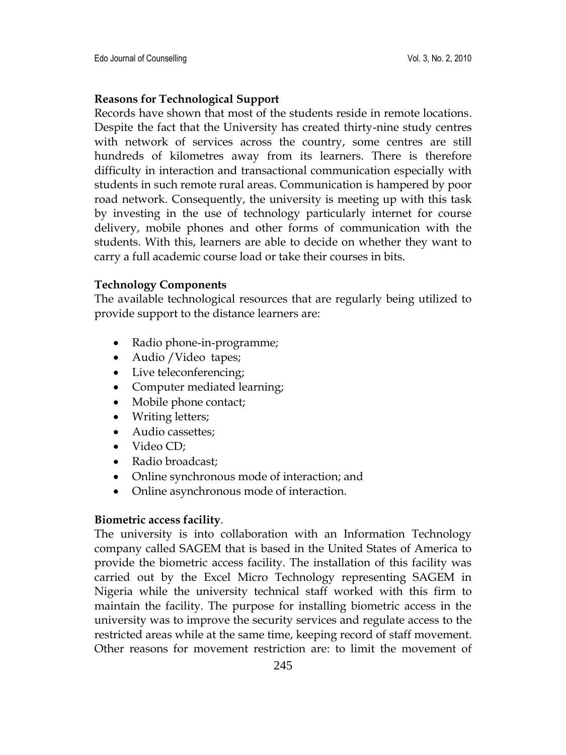**Reasons for Technological Support**

Records have shown that most of the students reside in remote locations. Despite the fact that the University has created thirty-nine study centres with network of services across the country, some centres are still hundreds of kilometres away from its learners. There is therefore difficulty in interaction and transactional communication especially with students in such remote rural areas. Communication is hampered by poor road network. Consequently, the university is meeting up with this task by investing in the use of technology particularly internet for course delivery, mobile phones and other forms of communication with the students. With this, learners are able to decide on whether they want to carry a full academic course load or take their courses in bits.

**Technology Components**

The available technological resources that are regularly being utilized to provide support to the distance learners are:

- Radio phone-in-programme;
- Audio /Video tapes;
- Live teleconferencing;
- Computer mediated learning;
- Mobile phone contact;
- Writing letters;
- Audio cassettes;
- Video CD;
- Radio broadcast;
- Online synchronous mode of interaction; and
- Online asynchronous mode of interaction.

**Biometric access facility**.

The university is into collaboration with an Information Technology company called SAGEM that is based in the United States of America to provide the biometric access facility. The installation of this facility was carried out by the Excel Micro Technology representing SAGEM in Nigeria while the university technical staff worked with this firm to maintain the facility. The purpose for installing biometric access in the university was to improve the security services and regulate access to the restricted areas while at the same time, keeping record of staff movement. Other reasons for movement restriction are: to limit the movement of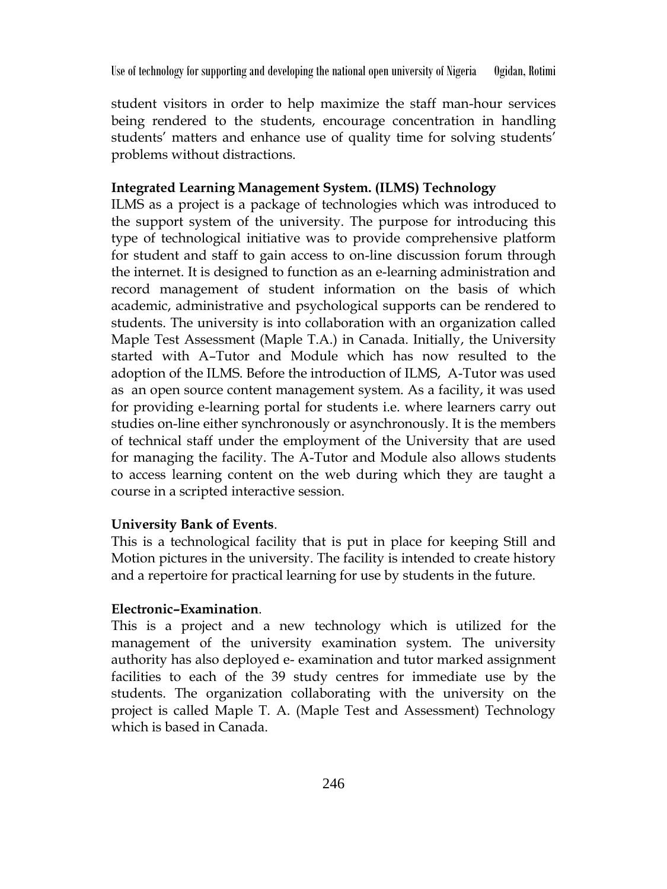student visitors in order to help maximize the staff man-hour services being rendered to the students, encourage concentration in handling students' matters and enhance use of quality time for solving students' problems without distractions.

**Integrated Learning Management System. (ILMS) Technology**

ILMS as a project is a package of technologies which was introduced to the support system of the university. The purpose for introducing this type of technological initiative was to provide comprehensive platform for student and staff to gain access to on-line discussion forum through the internet. It is designed to function as an e-learning administration and record management of student information on the basis of which academic, administrative and psychological supports can be rendered to students. The university is into collaboration with an organization called Maple Test Assessment (Maple T.A.) in Canada. Initially, the University started with A–Tutor and Module which has now resulted to the adoption of the ILMS. Before the introduction of ILMS, A-Tutor was used as an open source content management system. As a facility, it was used for providing e-learning portal for students i.e. where learners carry out studies on-line either synchronously or asynchronously. It is the members of technical staff under the employment of the University that are used for managing the facility. The A-Tutor and Module also allows students to access learning content on the web during which they are taught a course in a scripted interactive session.

**University Bank of Events**.

This is a technological facility that is put in place for keeping Still and Motion pictures in the university. The facility is intended to create history and a repertoire for practical learning for use by students in the future.

**Electronic–Examination**.

This is a project and a new technology which is utilized for the management of the university examination system. The university authority has also deployed e- examination and tutor marked assignment facilities to each of the 39 study centres for immediate use by the students. The organization collaborating with the university on the project is called Maple T. A. (Maple Test and Assessment) Technology which is based in Canada.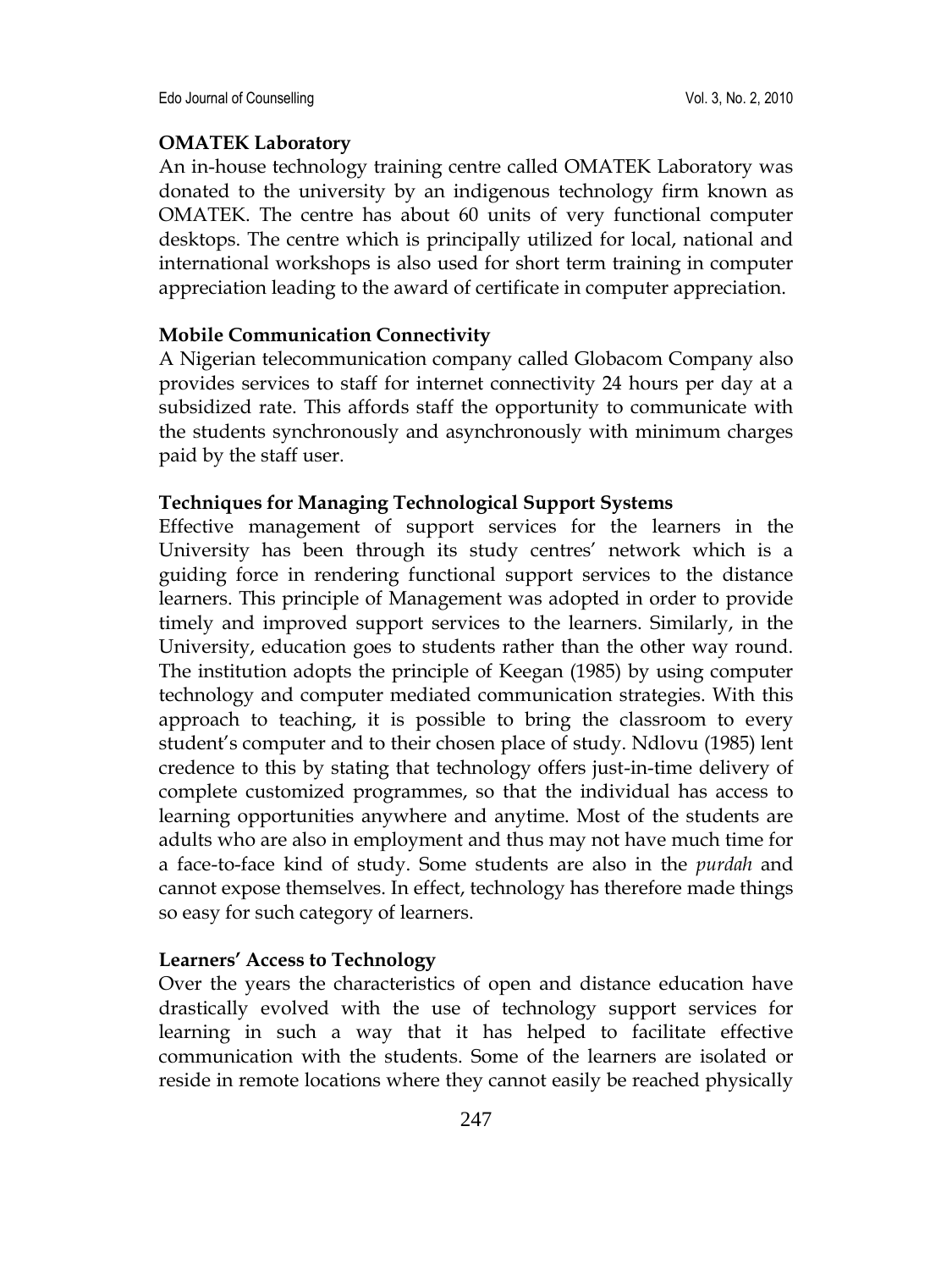**OMATEK Laboratory**

An in-house technology training centre called OMATEK Laboratory was donated to the university by an indigenous technology firm known as OMATEK. The centre has about 60 units of very functional computer desktops. The centre which is principally utilized for local, national and international workshops is also used for short term training in computer appreciation leading to the award of certificate in computer appreciation.

**Mobile Communication Connectivity**

A Nigerian telecommunication company called Globacom Company also provides services to staff for internet connectivity 24 hours per day at a subsidized rate. This affords staff the opportunity to communicate with the students synchronously and asynchronously with minimum charges paid by the staff user.

**Techniques for Managing Technological Support Systems**

Effective management of support services for the learners in the University has been through its study centres' network which is a guiding force in rendering functional support services to the distance learners. This principle of Management was adopted in order to provide timely and improved support services to the learners. Similarly, in the University, education goes to students rather than the other way round. The institution adopts the principle of Keegan (1985) by using computer technology and computer mediated communication strategies. With this approach to teaching, it is possible to bring the classroom to every student's computer and to their chosen place of study. Ndlovu (1985) lent credence to this by stating that technology offers just-in-time delivery of complete customized programmes, so that the individual has access to learning opportunities anywhere and anytime. Most of the students are adults who are also in employment and thus may not have much time for a face-to-face kind of study. Some students are also in the *purdah* and cannot expose themselves. In effect, technology has therefore made things so easy for such category of learners.

**Learners' Access to Technology**

Over the years the characteristics of open and distance education have drastically evolved with the use of technology support services for learning in such a way that it has helped to facilitate effective communication with the students. Some of the learners are isolated or reside in remote locations where they cannot easily be reached physically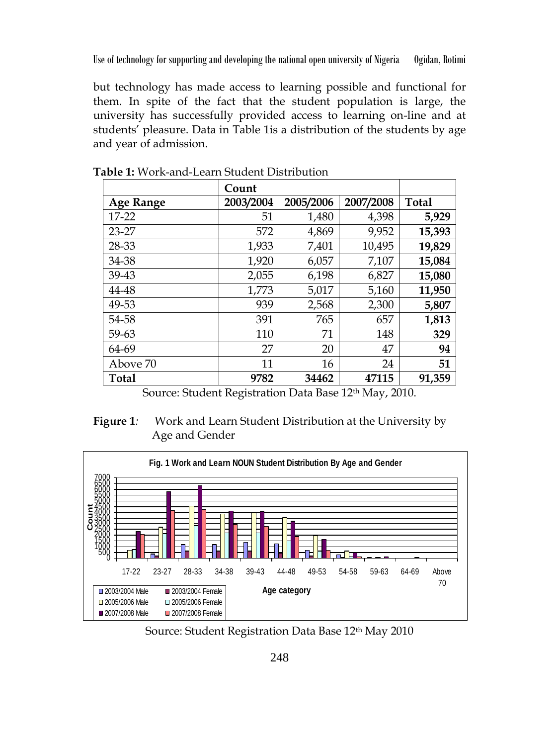but technology has made access to learning possible and functional for them. In spite of the fact that the student population is large, the university has successfully provided access to learning on-line and at students' pleasure. Data in Table 1is a distribution of the students by age and year of admission.

**Table 1:** Work-and-Learn Student Distribution

| | Count | | | |
|---|---|---|---|---|
| **Age Range** | **2003/2004** | **2005/2006** | **2007/2008** | **Total** |
| 17-22 | 51 | 1,480 | 4,398 | **5,929** |
| 23-27 | 572 | 4,869 | 9,952 | **15,393** |
| 28-33 | 1,933 | 7,401 | 10,495 | **19,829** |
| 34-38 | 1,920 | 6,057 | 7,107 | **15,084** |
| 39-43 | 2,055 | 6,198 | 6,827 | **15,080** |
| 44-48 | 1,773 | 5,017 | 5,160 | **11,950** |
| 49-53 | 939 | 2,568 | 2,300 | **5,807** |
| 54-58 | 391 | 765 | 657 | **1,813** |
| 59-63 | 110 | 71 | 148 | **329** |
| 64-69 | 27 | 20 | 47 | **94** |
| Above 70 | 11 | 16 | 24 | **51** |
| **Total** | **9782** | **34462** | **47115** | **91,359** |

Source: Student Registration Data Base 12th May, 2010.

**Figure 1***:* Work and Learn Student Distribution at the University by Age and Gender

Source: Student Registration Data Base 12th May 2010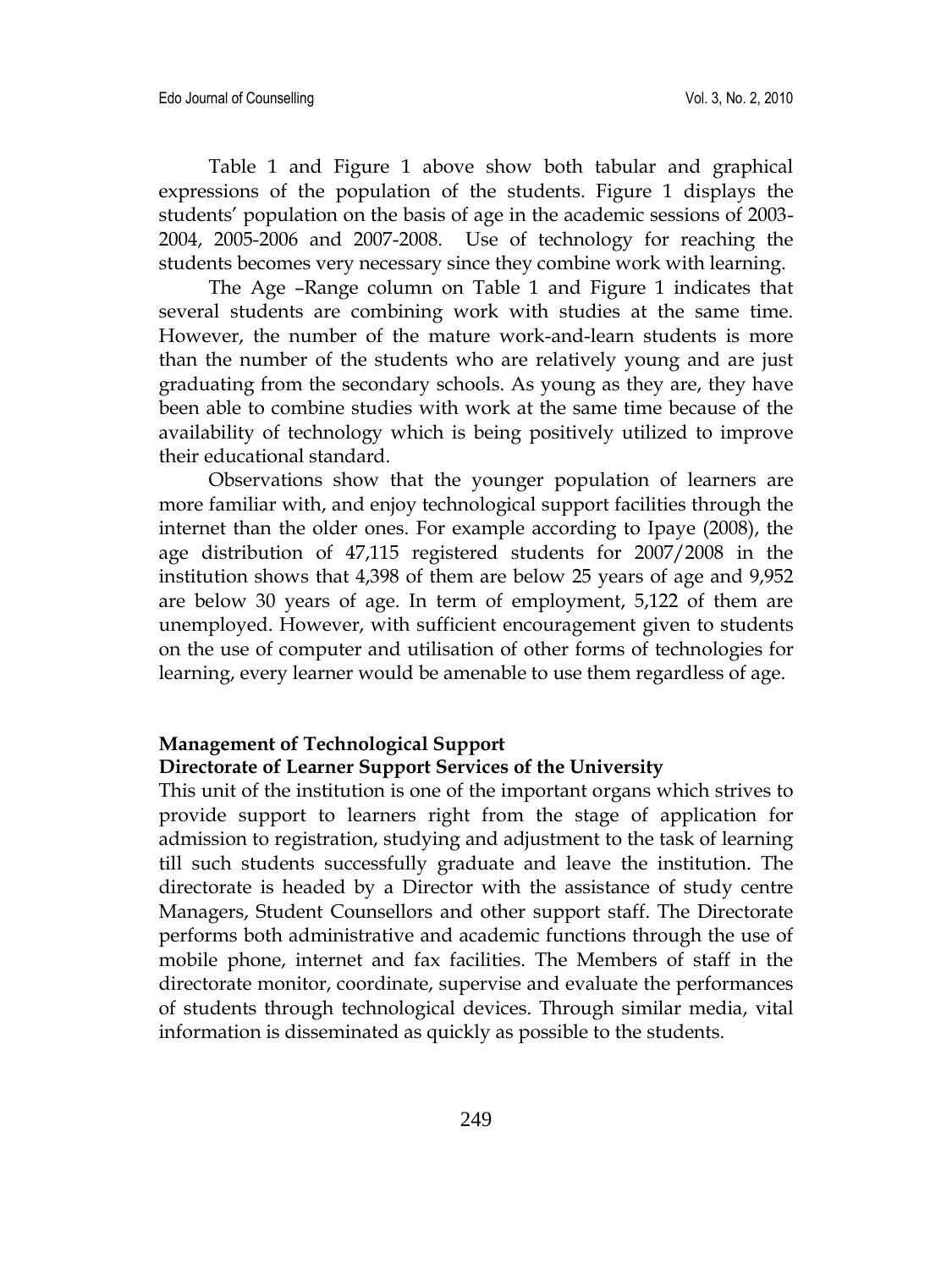Table 1 and Figure 1 above show both tabular and graphical expressions of the population of the students. Figure 1 displays the students' population on the basis of age in the academic sessions of 2003-2004, 2005-2006 and 2007-2008. Use of technology for reaching the students becomes very necessary since they combine work with learning.

The Age –Range column on Table 1 and Figure 1 indicates that several students are combining work with studies at the same time. However, the number of the mature work-and-learn students is more than the number of the students who are relatively young and are just graduating from the secondary schools. As young as they are, they have been able to combine studies with work at the same time because of the availability of technology which is being positively utilized to improve their educational standard.

Observations show that the younger population of learners are more familiar with, and enjoy technological support facilities through the internet than the older ones. For example according to Ipaye (2008), the age distribution of 47,115 registered students for 2007/2008 in the institution shows that 4,398 of them are below 25 years of age and 9,952 are below 30 years of age. In term of employment, 5,122 of them are unemployed. However, with sufficient encouragement given to students on the use of computer and utilisation of other forms of technologies for learning, every learner would be amenable to use them regardless of age.

**Management of Technological Support**

**Directorate of Learner Support Services of the University**

This unit of the institution is one of the important organs which strives to provide support to learners right from the stage of application for admission to registration, studying and adjustment to the task of learning till such students successfully graduate and leave the institution. The directorate is headed by a Director with the assistance of study centre Managers, Student Counsellors and other support staff. The Directorate performs both administrative and academic functions through the use of mobile phone, internet and fax facilities. The Members of staff in the directorate monitor, coordinate, supervise and evaluate the performances of students through technological devices. Through similar media, vital information is disseminated as quickly as possible to the students.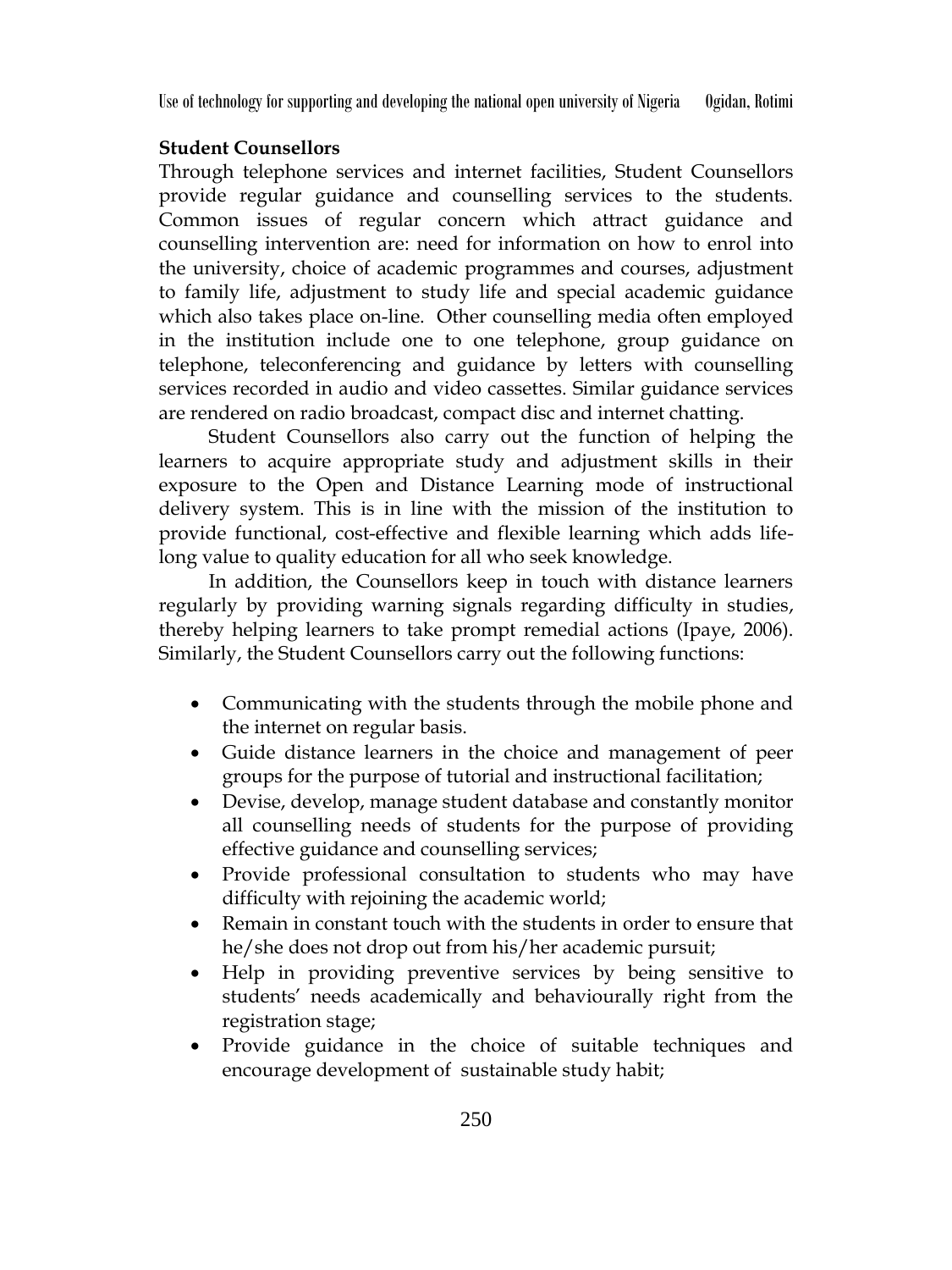**Student Counsellors**

Through telephone services and internet facilities, Student Counsellors provide regular guidance and counselling services to the students. Common issues of regular concern which attract guidance and counselling intervention are: need for information on how to enrol into the university, choice of academic programmes and courses, adjustment to family life, adjustment to study life and special academic guidance which also takes place on-line. Other counselling media often employed in the institution include one to one telephone, group guidance on telephone, teleconferencing and guidance by letters with counselling services recorded in audio and video cassettes. Similar guidance services are rendered on radio broadcast, compact disc and internet chatting.

Student Counsellors also carry out the function of helping the learners to acquire appropriate study and adjustment skills in their exposure to the Open and Distance Learning mode of instructional delivery system. This is in line with the mission of the institution to provide functional, cost-effective and flexible learning which adds life-long value to quality education for all who seek knowledge.

In addition, the Counsellors keep in touch with distance learners regularly by providing warning signals regarding difficulty in studies, thereby helping learners to take prompt remedial actions (Ipaye, 2006). Similarly, the Student Counsellors carry out the following functions:

- Communicating with the students through the mobile phone and the internet on regular basis.
- Guide distance learners in the choice and management of peer groups for the purpose of tutorial and instructional facilitation;
- Devise, develop, manage student database and constantly monitor all counselling needs of students for the purpose of providing effective guidance and counselling services;
- Provide professional consultation to students who may have difficulty with rejoining the academic world;
- Remain in constant touch with the students in order to ensure that he/she does not drop out from his/her academic pursuit;
- Help in providing preventive services by being sensitive to students' needs academically and behaviourally right from the registration stage;
- Provide guidance in the choice of suitable techniques and encourage development of sustainable study habit;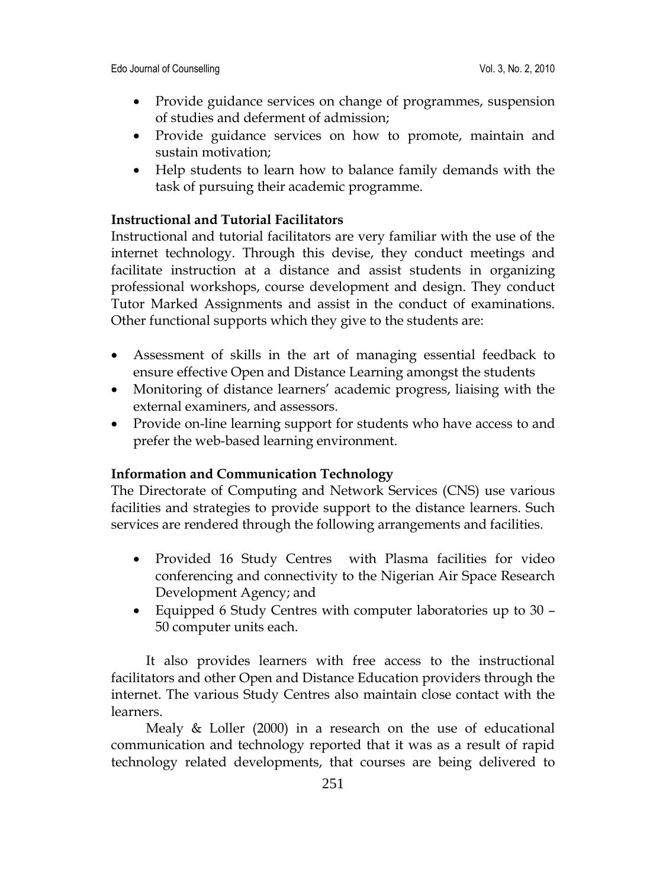- Provide guidance services on change of programmes, suspension of studies and deferment of admission;
- Provide guidance services on how to promote, maintain and sustain motivation;
- Help students to learn how to balance family demands with the task of pursuing their academic programme.

**Instructional and Tutorial Facilitators**

Instructional and tutorial facilitators are very familiar with the use of the internet technology. Through this devise, they conduct meetings and facilitate instruction at a distance and assist students in organizing professional workshops, course development and design. They conduct Tutor Marked Assignments and assist in the conduct of examinations. Other functional supports which they give to the students are:

- Assessment of skills in the art of managing essential feedback to ensure effective Open and Distance Learning amongst the students
- Monitoring of distance learners' academic progress, liaising with the external examiners, and assessors.
- Provide on-line learning support for students who have access to and prefer the web-based learning environment.

**Information and Communication Technology**

The Directorate of Computing and Network Services (CNS) use various facilities and strategies to provide support to the distance learners. Such services are rendered through the following arrangements and facilities.

- Provided 16 Study Centres with Plasma facilities for video conferencing and connectivity to the Nigerian Air Space Research Development Agency; and
- Equipped 6 Study Centres with computer laboratories up to 30 – 50 computer units each.

It also provides learners with free access to the instructional facilitators and other Open and Distance Education providers through the internet. The various Study Centres also maintain close contact with the learners.

Mealy & Loller (2000) in a research on the use of educational communication and technology reported that it was as a result of rapid technology related developments, that courses are being delivered to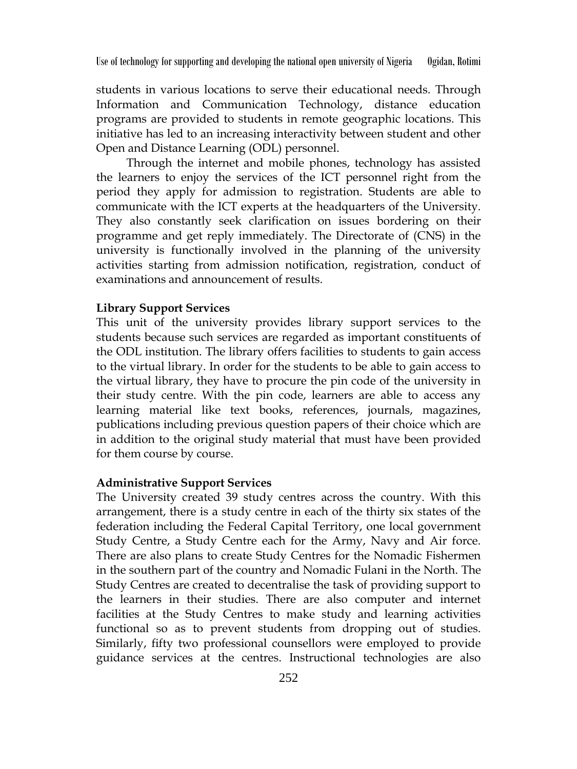students in various locations to serve their educational needs. Through Information and Communication Technology, distance education programs are provided to students in remote geographic locations. This initiative has led to an increasing interactivity between student and other Open and Distance Learning (ODL) personnel.

Through the internet and mobile phones, technology has assisted the learners to enjoy the services of the ICT personnel right from the period they apply for admission to registration. Students are able to communicate with the ICT experts at the headquarters of the University. They also constantly seek clarification on issues bordering on their programme and get reply immediately. The Directorate of (CNS) in the university is functionally involved in the planning of the university activities starting from admission notification, registration, conduct of examinations and announcement of results.

**Library Support Services**

This unit of the university provides library support services to the students because such services are regarded as important constituents of the ODL institution. The library offers facilities to students to gain access to the virtual library. In order for the students to be able to gain access to the virtual library, they have to procure the pin code of the university in their study centre. With the pin code, learners are able to access any learning material like text books, references, journals, magazines, publications including previous question papers of their choice which are in addition to the original study material that must have been provided for them course by course.

**Administrative Support Services**

The University created 39 study centres across the country. With this arrangement, there is a study centre in each of the thirty six states of the federation including the Federal Capital Territory, one local government Study Centre, a Study Centre each for the Army, Navy and Air force. There are also plans to create Study Centres for the Nomadic Fishermen in the southern part of the country and Nomadic Fulani in the North. The Study Centres are created to decentralise the task of providing support to the learners in their studies. There are also computer and internet facilities at the Study Centres to make study and learning activities functional so as to prevent students from dropping out of studies. Similarly, fifty two professional counsellors were employed to provide guidance services at the centres. Instructional technologies are also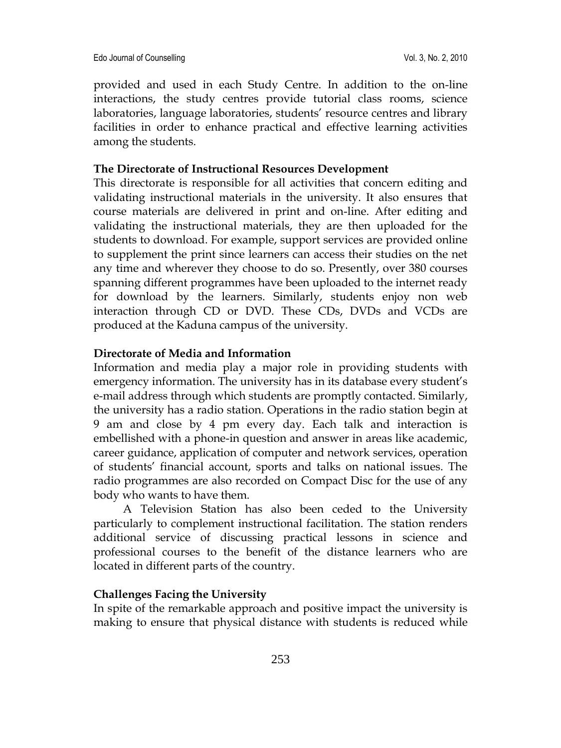provided and used in each Study Centre. In addition to the on-line interactions, the study centres provide tutorial class rooms, science laboratories, language laboratories, students' resource centres and library facilities in order to enhance practical and effective learning activities among the students.

**The Directorate of Instructional Resources Development**

This directorate is responsible for all activities that concern editing and validating instructional materials in the university. It also ensures that course materials are delivered in print and on-line. After editing and validating the instructional materials, they are then uploaded for the students to download. For example, support services are provided online to supplement the print since learners can access their studies on the net any time and wherever they choose to do so. Presently, over 380 courses spanning different programmes have been uploaded to the internet ready for download by the learners. Similarly, students enjoy non web interaction through CD or DVD. These CDs, DVDs and VCDs are produced at the Kaduna campus of the university.

**Directorate of Media and Information**

Information and media play a major role in providing students with emergency information. The university has in its database every student's e-mail address through which students are promptly contacted. Similarly, the university has a radio station. Operations in the radio station begin at 9 am and close by 4 pm every day. Each talk and interaction is embellished with a phone-in question and answer in areas like academic, career guidance, application of computer and network services, operation of students' financial account, sports and talks on national issues. The radio programmes are also recorded on Compact Disc for the use of any body who wants to have them.

A Television Station has also been ceded to the University particularly to complement instructional facilitation. The station renders additional service of discussing practical lessons in science and professional courses to the benefit of the distance learners who are located in different parts of the country.

**Challenges Facing the University**

In spite of the remarkable approach and positive impact the university is making to ensure that physical distance with students is reduced while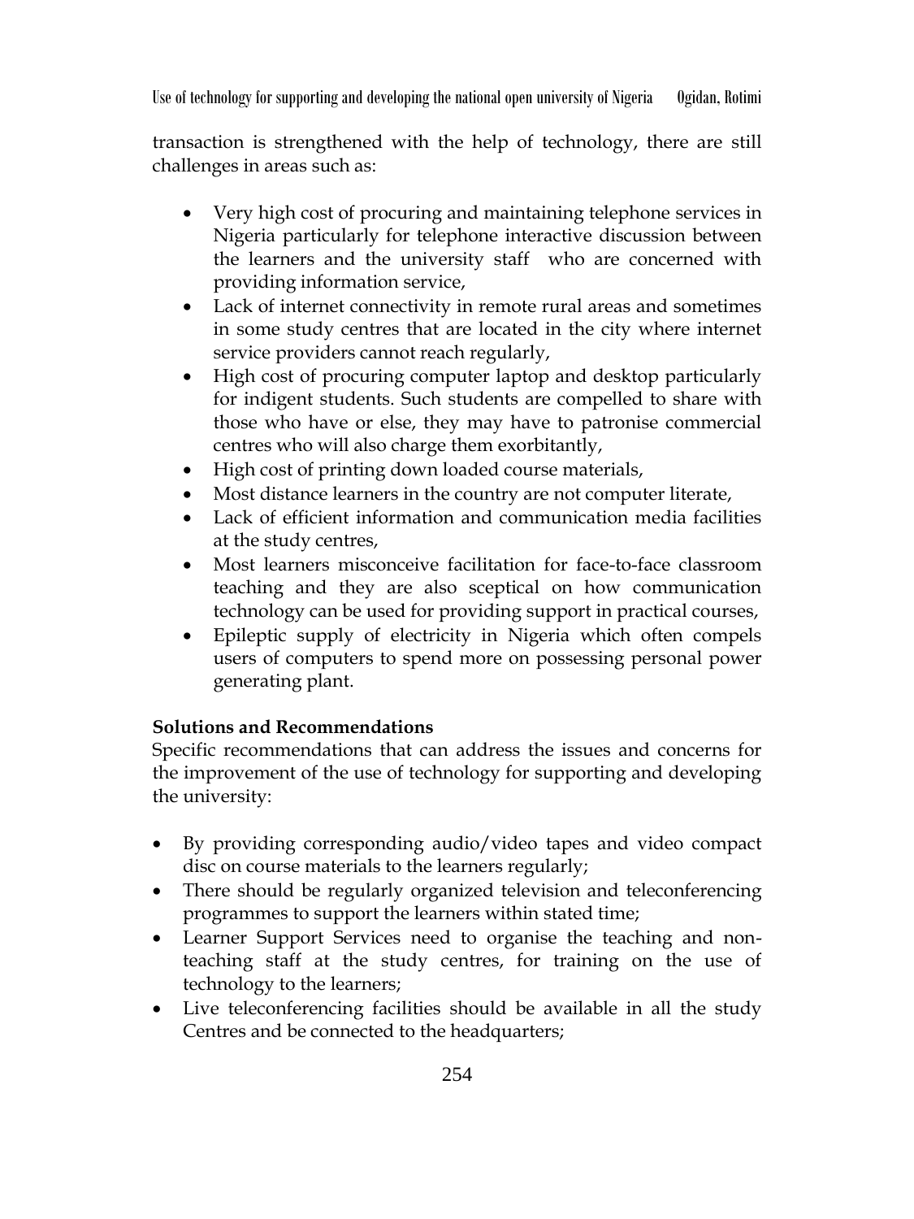transaction is strengthened with the help of technology, there are still challenges in areas such as:

- Very high cost of procuring and maintaining telephone services in Nigeria particularly for telephone interactive discussion between the learners and the university staff who are concerned with providing information service,
- Lack of internet connectivity in remote rural areas and sometimes in some study centres that are located in the city where internet service providers cannot reach regularly,
- High cost of procuring computer laptop and desktop particularly for indigent students. Such students are compelled to share with those who have or else, they may have to patronise commercial centres who will also charge them exorbitantly,
- High cost of printing down loaded course materials,
- Most distance learners in the country are not computer literate,
- Lack of efficient information and communication media facilities at the study centres,
- Most learners misconceive facilitation for face-to-face classroom teaching and they are also sceptical on how communication technology can be used for providing support in practical courses,
- Epileptic supply of electricity in Nigeria which often compels users of computers to spend more on possessing personal power generating plant.

**Solutions and Recommendations**

Specific recommendations that can address the issues and concerns for the improvement of the use of technology for supporting and developing the university:

- By providing corresponding audio/video tapes and video compact disc on course materials to the learners regularly;
- There should be regularly organized television and teleconferencing programmes to support the learners within stated time;
- Learner Support Services need to organise the teaching and non-teaching staff at the study centres, for training on the use of technology to the learners;
- Live teleconferencing facilities should be available in all the study Centres and be connected to the headquarters;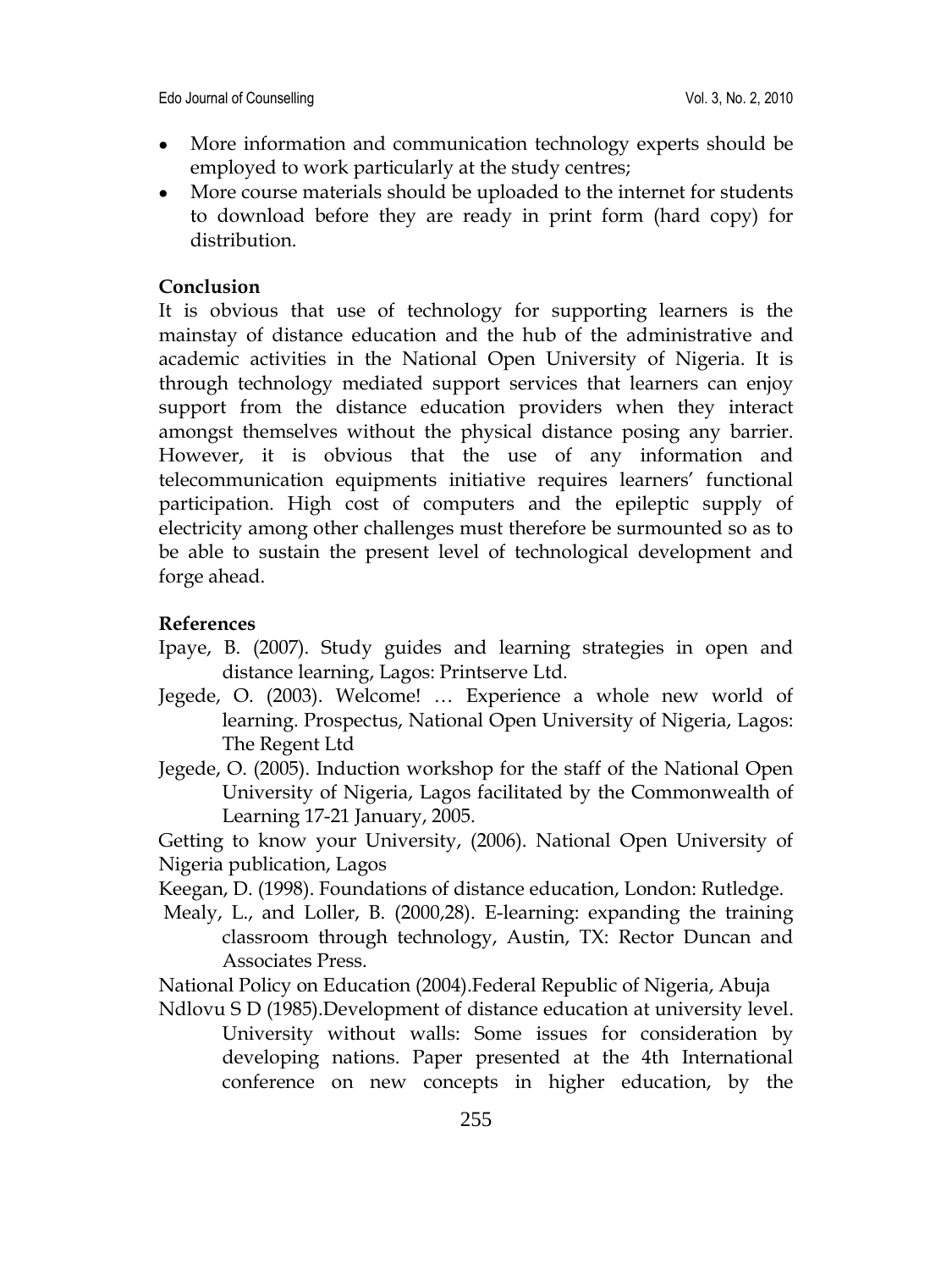- More information and communication technology experts should be employed to work particularly at the study centres;
- More course materials should be uploaded to the internet for students to download before they are ready in print form (hard copy) for distribution.

**Conclusion**

It is obvious that use of technology for supporting learners is the mainstay of distance education and the hub of the administrative and academic activities in the National Open University of Nigeria. It is through technology mediated support services that learners can enjoy support from the distance education providers when they interact amongst themselves without the physical distance posing any barrier. However, it is obvious that the use of any information and telecommunication equipments initiative requires learners' functional participation. High cost of computers and the epileptic supply of electricity among other challenges must therefore be surmounted so as to be able to sustain the present level of technological development and forge ahead.

**References**

Ipaye, B. (2007). Study guides and learning strategies in open and distance learning, Lagos: Printserve Ltd.

Jegede, O. (2003). Welcome! … Experience a whole new world of learning. Prospectus, National Open University of Nigeria, Lagos: The Regent Ltd

Jegede, O. (2005). Induction workshop for the staff of the National Open University of Nigeria, Lagos facilitated by the Commonwealth of Learning 17-21 January, 2005.

Getting to know your University, (2006). National Open University of Nigeria publication, Lagos

Keegan, D. (1998). Foundations of distance education, London: Rutledge.

Mealy, L., and Loller, B. (2000,28). E-learning: expanding the training classroom through technology, Austin, TX: Rector Duncan and Associates Press.

National Policy on Education (2004).Federal Republic of Nigeria, Abuja

Ndlovu S D (1985).Development of distance education at university level. University without walls: Some issues for consideration by developing nations. Paper presented at the 4th International conference on new concepts in higher education, by the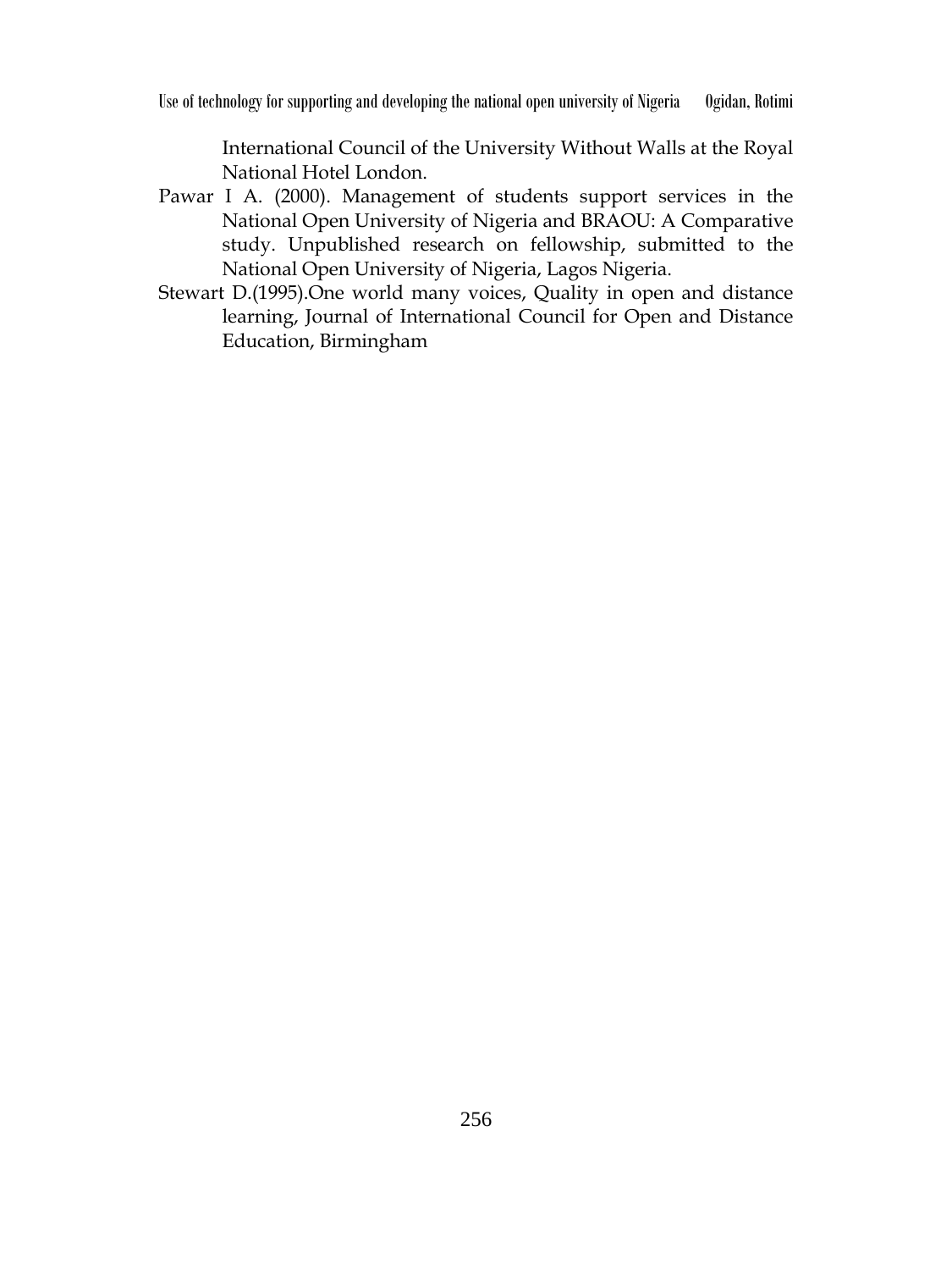International Council of the University Without Walls at the Royal National Hotel London.

Pawar I A. (2000). Management of students support services in the National Open University of Nigeria and BRAOU: A Comparative study. Unpublished research on fellowship, submitted to the National Open University of Nigeria, Lagos Nigeria.

Stewart D.(1995).One world many voices, Quality in open and distance learning, Journal of International Council for Open and Distance Education, Birmingham